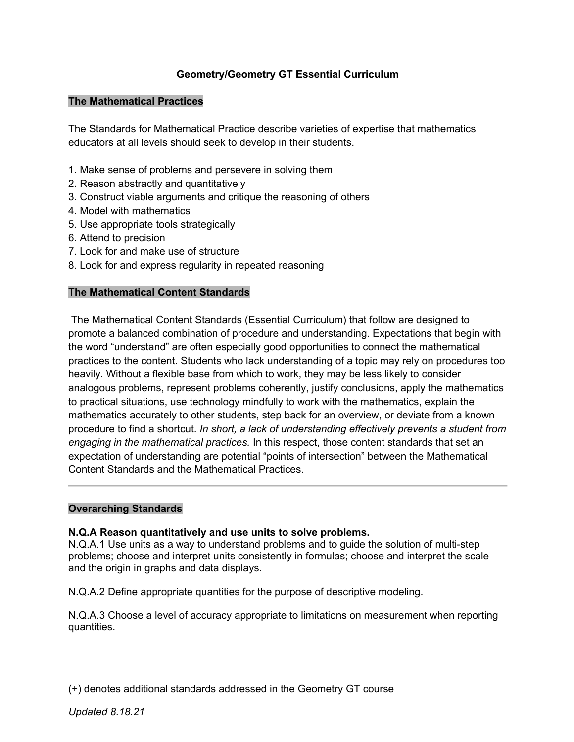# Geometry/Geometry GT Essential Curriculum

## The Mathematical Practices

The Standards for Mathematical Practice describe varieties of expertise that mathematics educators at all levels should seek to develop in their students.

1. Make sense of problems and persevere in solving them
2. Reason abstractly and quantitatively
3. Construct viable arguments and critique the reasoning of others
4. Model with mathematics
5. Use appropriate tools strategically
6. Attend to precision
7. Look for and make use of structure
8. Look for and express regularity in repeated reasoning

## The Mathematical Content Standards

The Mathematical Content Standards (Essential Curriculum) that follow are designed to promote a balanced combination of procedure and understanding. Expectations that begin with the word "understand" are often especially good opportunities to connect the mathematical practices to the content. Students who lack understanding of a topic may rely on procedures too heavily. Without a flexible base from which to work, they may be less likely to consider analogous problems, represent problems coherently, justify conclusions, apply the mathematics to practical situations, use technology mindfully to work with the mathematics, explain the mathematics accurately to other students, step back for an overview, or deviate from a known procedure to find a shortcut. *In short, a lack of understanding effectively prevents a student from engaging in the mathematical practices.* In this respect, those content standards that set an expectation of understanding are potential "points of intersection" between the Mathematical Content Standards and the Mathematical Practices.

---

## Overarching Standards

**N.Q.A Reason quantitatively and use units to solve problems.**
N.Q.A.1 Use units as a way to understand problems and to guide the solution of multi-step problems; choose and interpret units consistently in formulas; choose and interpret the scale and the origin in graphs and data displays.

N.Q.A.2 Define appropriate quantities for the purpose of descriptive modeling.

N.Q.A.3 Choose a level of accuracy appropriate to limitations on measurement when reporting quantities.

(+) denotes additional standards addressed in the Geometry GT course

*Updated 8.18.21*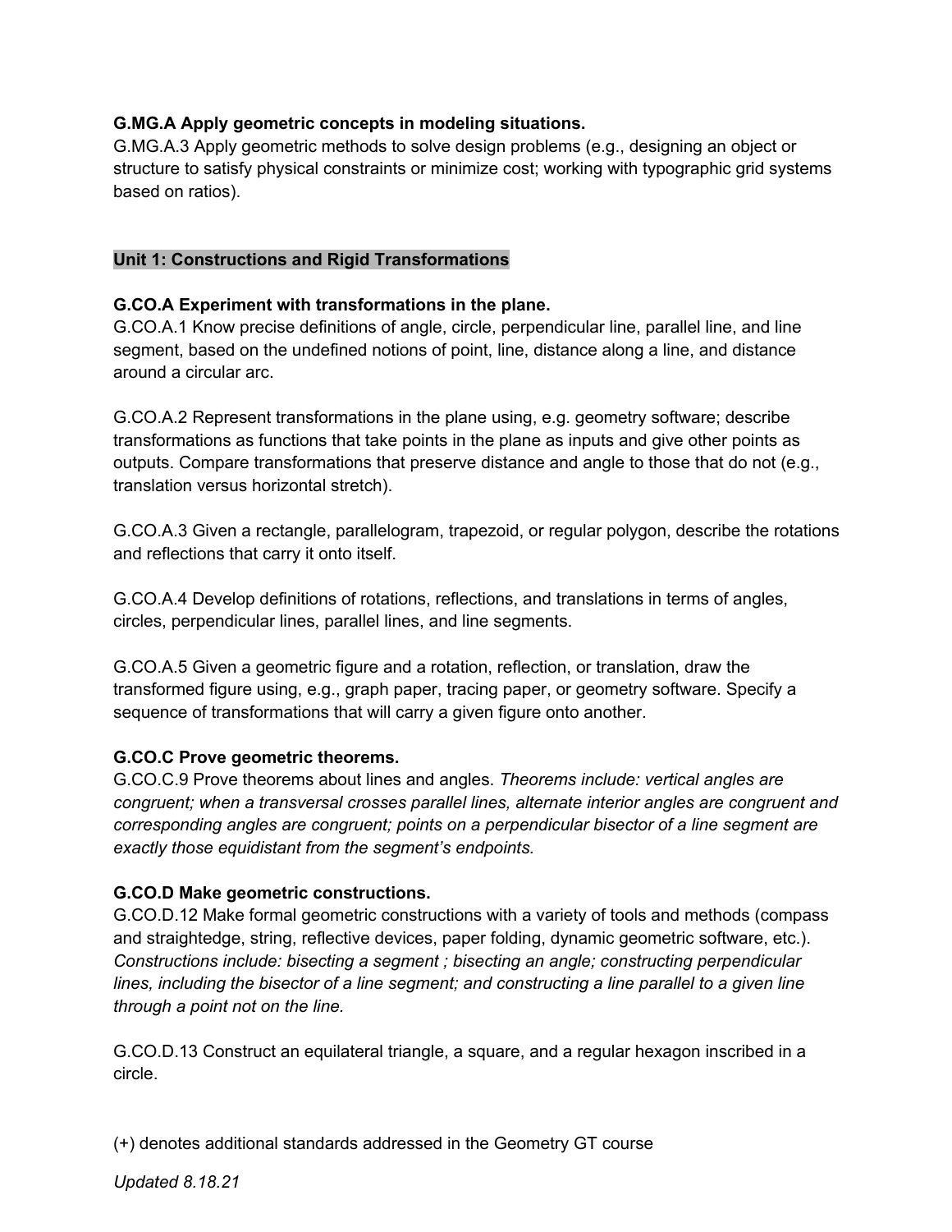**G.MG.A Apply geometric concepts in modeling situations.**
G.MG.A.3 Apply geometric methods to solve design problems (e.g., designing an object or structure to satisfy physical constraints or minimize cost; working with typographic grid systems based on ratios).

## Unit 1: Constructions and Rigid Transformations

**G.CO.A Experiment with transformations in the plane.**
G.CO.A.1 Know precise definitions of angle, circle, perpendicular line, parallel line, and line segment, based on the undefined notions of point, line, distance along a line, and distance around a circular arc.

G.CO.A.2 Represent transformations in the plane using, e.g. geometry software; describe transformations as functions that take points in the plane as inputs and give other points as outputs. Compare transformations that preserve distance and angle to those that do not (e.g., translation versus horizontal stretch).

G.CO.A.3 Given a rectangle, parallelogram, trapezoid, or regular polygon, describe the rotations and reflections that carry it onto itself.

G.CO.A.4 Develop definitions of rotations, reflections, and translations in terms of angles, circles, perpendicular lines, parallel lines, and line segments.

G.CO.A.5 Given a geometric figure and a rotation, reflection, or translation, draw the transformed figure using, e.g., graph paper, tracing paper, or geometry software. Specify a sequence of transformations that will carry a given figure onto another.

**G.CO.C Prove geometric theorems.**
G.CO.C.9 Prove theorems about lines and angles. *Theorems include: vertical angles are congruent; when a transversal crosses parallel lines, alternate interior angles are congruent and corresponding angles are congruent; points on a perpendicular bisector of a line segment are exactly those equidistant from the segment's endpoints.*

**G.CO.D Make geometric constructions.**
G.CO.D.12 Make formal geometric constructions with a variety of tools and methods (compass and straightedge, string, reflective devices, paper folding, dynamic geometric software, etc.). *Constructions include: bisecting a segment ; bisecting an angle; constructing perpendicular lines, including the bisector of a line segment; and constructing a line parallel to a given line through a point not on the line.*

G.CO.D.13 Construct an equilateral triangle, a square, and a regular hexagon inscribed in a circle.

(+) denotes additional standards addressed in the Geometry GT course

*Updated 8.18.21*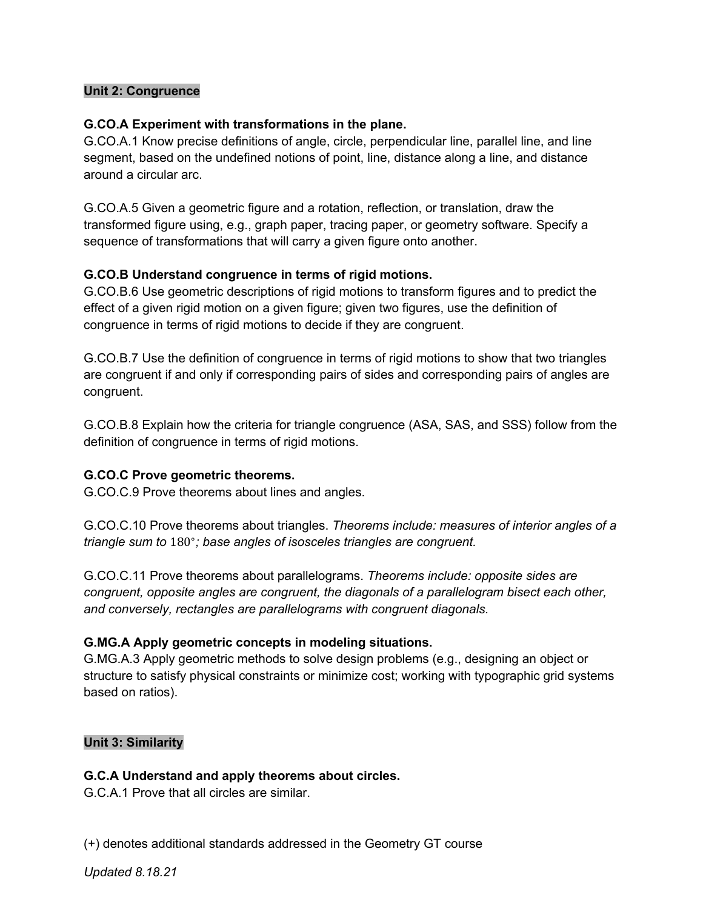## Unit 2: Congruence

**G.CO.A Experiment with transformations in the plane.**
G.CO.A.1 Know precise definitions of angle, circle, perpendicular line, parallel line, and line segment, based on the undefined notions of point, line, distance along a line, and distance around a circular arc.

G.CO.A.5 Given a geometric figure and a rotation, reflection, or translation, draw the transformed figure using, e.g., graph paper, tracing paper, or geometry software. Specify a sequence of transformations that will carry a given figure onto another.

**G.CO.B Understand congruence in terms of rigid motions.**
G.CO.B.6 Use geometric descriptions of rigid motions to transform figures and to predict the effect of a given rigid motion on a given figure; given two figures, use the definition of congruence in terms of rigid motions to decide if they are congruent.

G.CO.B.7 Use the definition of congruence in terms of rigid motions to show that two triangles are congruent if and only if corresponding pairs of sides and corresponding pairs of angles are congruent.

G.CO.B.8 Explain how the criteria for triangle congruence (ASA, SAS, and SSS) follow from the definition of congruence in terms of rigid motions.

**G.CO.C Prove geometric theorems.**
G.CO.C.9 Prove theorems about lines and angles.

G.CO.C.10 Prove theorems about triangles. *Theorems include: measures of interior angles of a triangle sum to* $180°$*; base angles of isosceles triangles are congruent.*

G.CO.C.11 Prove theorems about parallelograms. *Theorems include: opposite sides are congruent, opposite angles are congruent, the diagonals of a parallelogram bisect each other, and conversely, rectangles are parallelograms with congruent diagonals.*

**G.MG.A Apply geometric concepts in modeling situations.**
G.MG.A.3 Apply geometric methods to solve design problems (e.g., designing an object or structure to satisfy physical constraints or minimize cost; working with typographic grid systems based on ratios).

## Unit 3: Similarity

**G.C.A Understand and apply theorems about circles.**
G.C.A.1 Prove that all circles are similar.

(+) denotes additional standards addressed in the Geometry GT course

*Updated 8.18.21*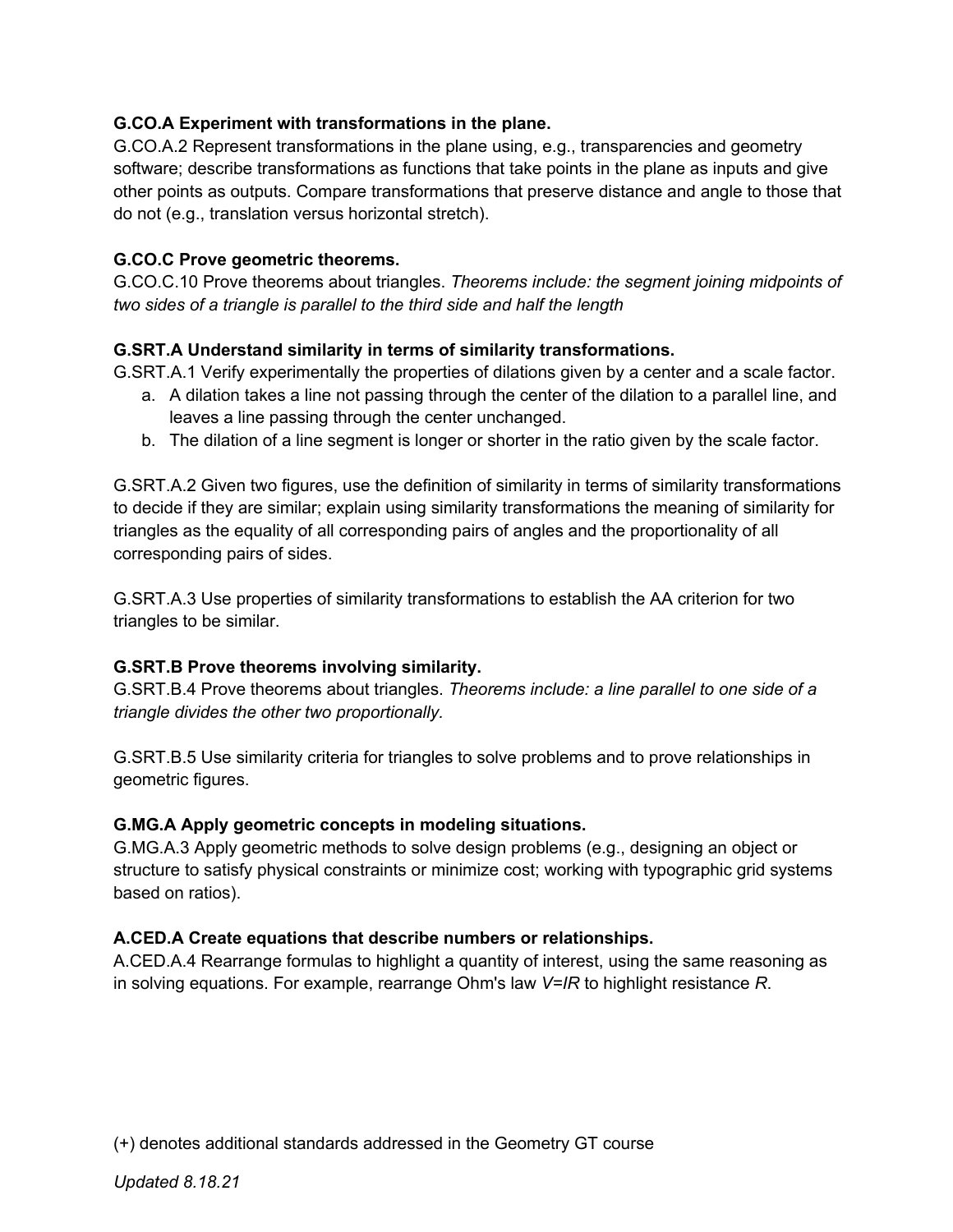**G.CO.A Experiment with transformations in the plane.**
G.CO.A.2 Represent transformations in the plane using, e.g., transparencies and geometry software; describe transformations as functions that take points in the plane as inputs and give other points as outputs. Compare transformations that preserve distance and angle to those that do not (e.g., translation versus horizontal stretch).

**G.CO.C Prove geometric theorems.**
G.CO.C.10 Prove theorems about triangles. *Theorems include: the segment joining midpoints of two sides of a triangle is parallel to the third side and half the length*

**G.SRT.A Understand similarity in terms of similarity transformations.**
G.SRT.A.1 Verify experimentally the properties of dilations given by a center and a scale factor.

a. A dilation takes a line not passing through the center of the dilation to a parallel line, and leaves a line passing through the center unchanged.
b. The dilation of a line segment is longer or shorter in the ratio given by the scale factor.

G.SRT.A.2 Given two figures, use the definition of similarity in terms of similarity transformations to decide if they are similar; explain using similarity transformations the meaning of similarity for triangles as the equality of all corresponding pairs of angles and the proportionality of all corresponding pairs of sides.

G.SRT.A.3 Use properties of similarity transformations to establish the AA criterion for two triangles to be similar.

**G.SRT.B Prove theorems involving similarity.**
G.SRT.B.4 Prove theorems about triangles. *Theorems include: a line parallel to one side of a triangle divides the other two proportionally.*

G.SRT.B.5 Use similarity criteria for triangles to solve problems and to prove relationships in geometric figures.

**G.MG.A Apply geometric concepts in modeling situations.**
G.MG.A.3 Apply geometric methods to solve design problems (e.g., designing an object or structure to satisfy physical constraints or minimize cost; working with typographic grid systems based on ratios).

**A.CED.A Create equations that describe numbers or relationships.**
A.CED.A.4 Rearrange formulas to highlight a quantity of interest, using the same reasoning as in solving equations. For example, rearrange Ohm's law $V=IR$ to highlight resistance $R$.

(+) denotes additional standards addressed in the Geometry GT course

*Updated 8.18.21*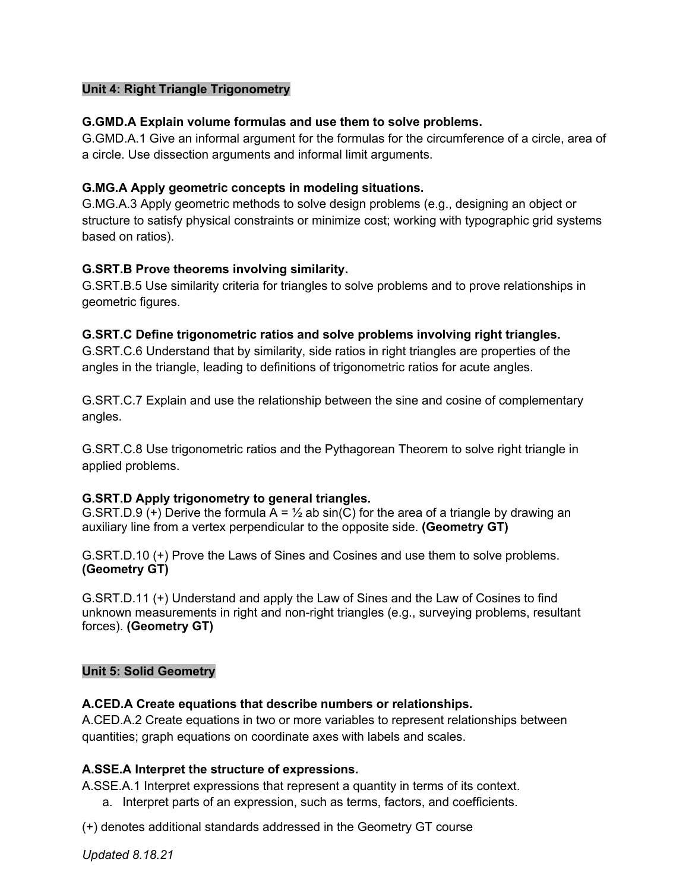## Unit 4: Right Triangle Trigonometry

**G.GMD.A Explain volume formulas and use them to solve problems.**
G.GMD.A.1 Give an informal argument for the formulas for the circumference of a circle, area of a circle. Use dissection arguments and informal limit arguments.

**G.MG.A Apply geometric concepts in modeling situations.**
G.MG.A.3 Apply geometric methods to solve design problems (e.g., designing an object or structure to satisfy physical constraints or minimize cost; working with typographic grid systems based on ratios).

**G.SRT.B Prove theorems involving similarity.**
G.SRT.B.5 Use similarity criteria for triangles to solve problems and to prove relationships in geometric figures.

**G.SRT.C Define trigonometric ratios and solve problems involving right triangles.**
G.SRT.C.6 Understand that by similarity, side ratios in right triangles are properties of the angles in the triangle, leading to definitions of trigonometric ratios for acute angles.

G.SRT.C.7 Explain and use the relationship between the sine and cosine of complementary angles.

G.SRT.C.8 Use trigonometric ratios and the Pythagorean Theorem to solve right triangle in applied problems.

**G.SRT.D Apply trigonometry to general triangles.**
G.SRT.D.9 (+) Derive the formula $A = \frac{1}{2} ab \sin(C)$ for the area of a triangle by drawing an auxiliary line from a vertex perpendicular to the opposite side. **(Geometry GT)**

G.SRT.D.10 (+) Prove the Laws of Sines and Cosines and use them to solve problems. **(Geometry GT)**

G.SRT.D.11 (+) Understand and apply the Law of Sines and the Law of Cosines to find unknown measurements in right and non-right triangles (e.g., surveying problems, resultant forces). **(Geometry GT)**

## Unit 5: Solid Geometry

**A.CED.A Create equations that describe numbers or relationships.**
A.CED.A.2 Create equations in two or more variables to represent relationships between quantities; graph equations on coordinate axes with labels and scales.

**A.SSE.A Interpret the structure of expressions.**
A.SSE.A.1 Interpret expressions that represent a quantity in terms of its context.

a. Interpret parts of an expression, such as terms, factors, and coefficients.

(+) denotes additional standards addressed in the Geometry GT course

*Updated 8.18.21*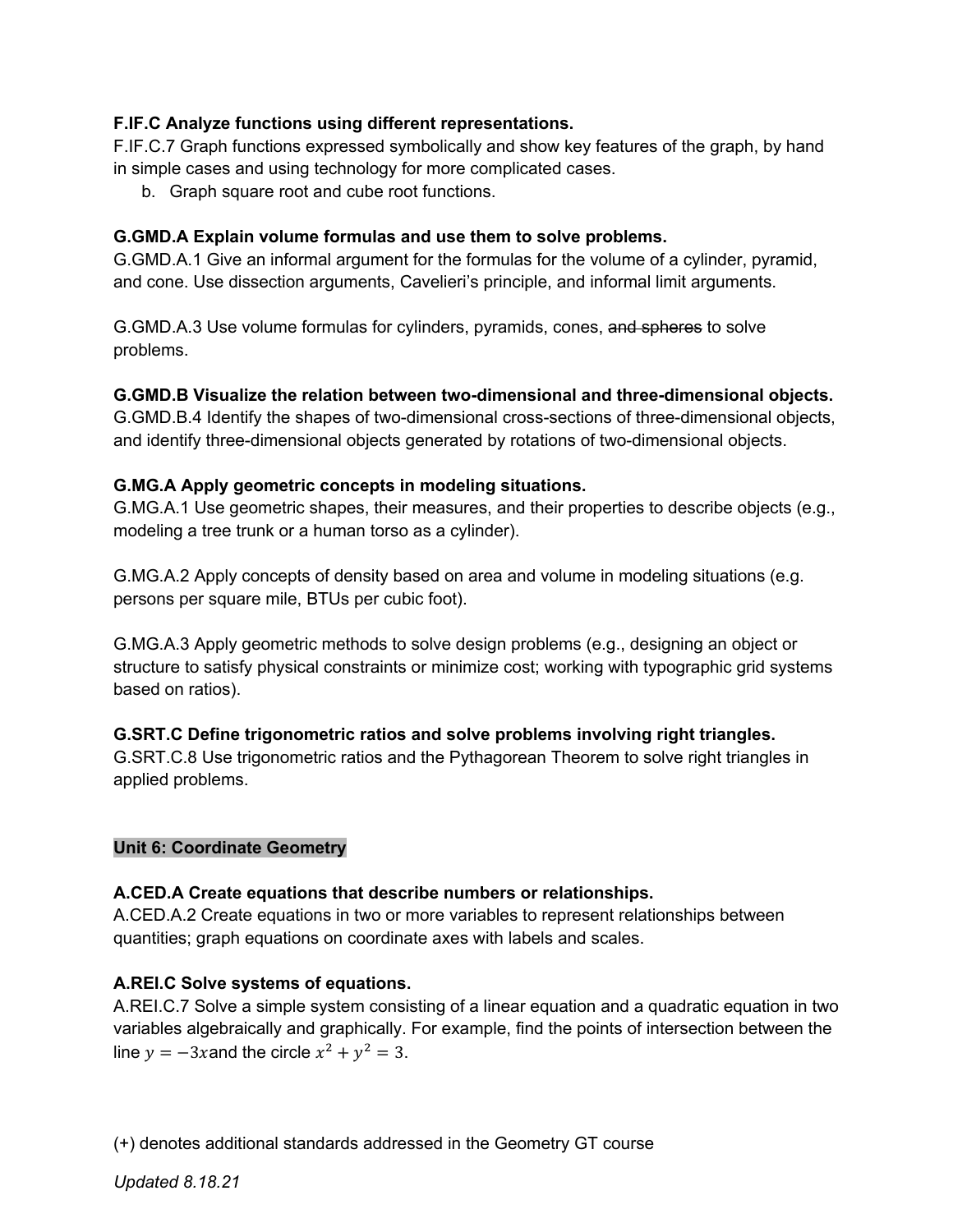**F.IF.C Analyze functions using different representations.**
F.IF.C.7 Graph functions expressed symbolically and show key features of the graph, by hand in simple cases and using technology for more complicated cases.

b. Graph square root and cube root functions.

**G.GMD.A Explain volume formulas and use them to solve problems.**
G.GMD.A.1 Give an informal argument for the formulas for the volume of a cylinder, pyramid, and cone. Use dissection arguments, Cavelieri's principle, and informal limit arguments.

G.GMD.A.3 Use volume formulas for cylinders, pyramids, cones, ~~and spheres~~ to solve problems.

**G.GMD.B Visualize the relation between two-dimensional and three-dimensional objects.**
G.GMD.B.4 Identify the shapes of two-dimensional cross-sections of three-dimensional objects, and identify three-dimensional objects generated by rotations of two-dimensional objects.

**G.MG.A Apply geometric concepts in modeling situations.**
G.MG.A.1 Use geometric shapes, their measures, and their properties to describe objects (e.g., modeling a tree trunk or a human torso as a cylinder).

G.MG.A.2 Apply concepts of density based on area and volume in modeling situations (e.g. persons per square mile, BTUs per cubic foot).

G.MG.A.3 Apply geometric methods to solve design problems (e.g., designing an object or structure to satisfy physical constraints or minimize cost; working with typographic grid systems based on ratios).

**G.SRT.C Define trigonometric ratios and solve problems involving right triangles.**
G.SRT.C.8 Use trigonometric ratios and the Pythagorean Theorem to solve right triangles in applied problems.

**Unit 6: Coordinate Geometry**

**A.CED.A Create equations that describe numbers or relationships.**
A.CED.A.2 Create equations in two or more variables to represent relationships between quantities; graph equations on coordinate axes with labels and scales.

**A.REI.C Solve systems of equations.**
A.REI.C.7 Solve a simple system consisting of a linear equation and a quadratic equation in two variables algebraically and graphically. For example, find the points of intersection between the line $y = -3x$ and the circle $x^2 + y^2 = 3$.

(+) denotes additional standards addressed in the Geometry GT course

*Updated 8.18.21*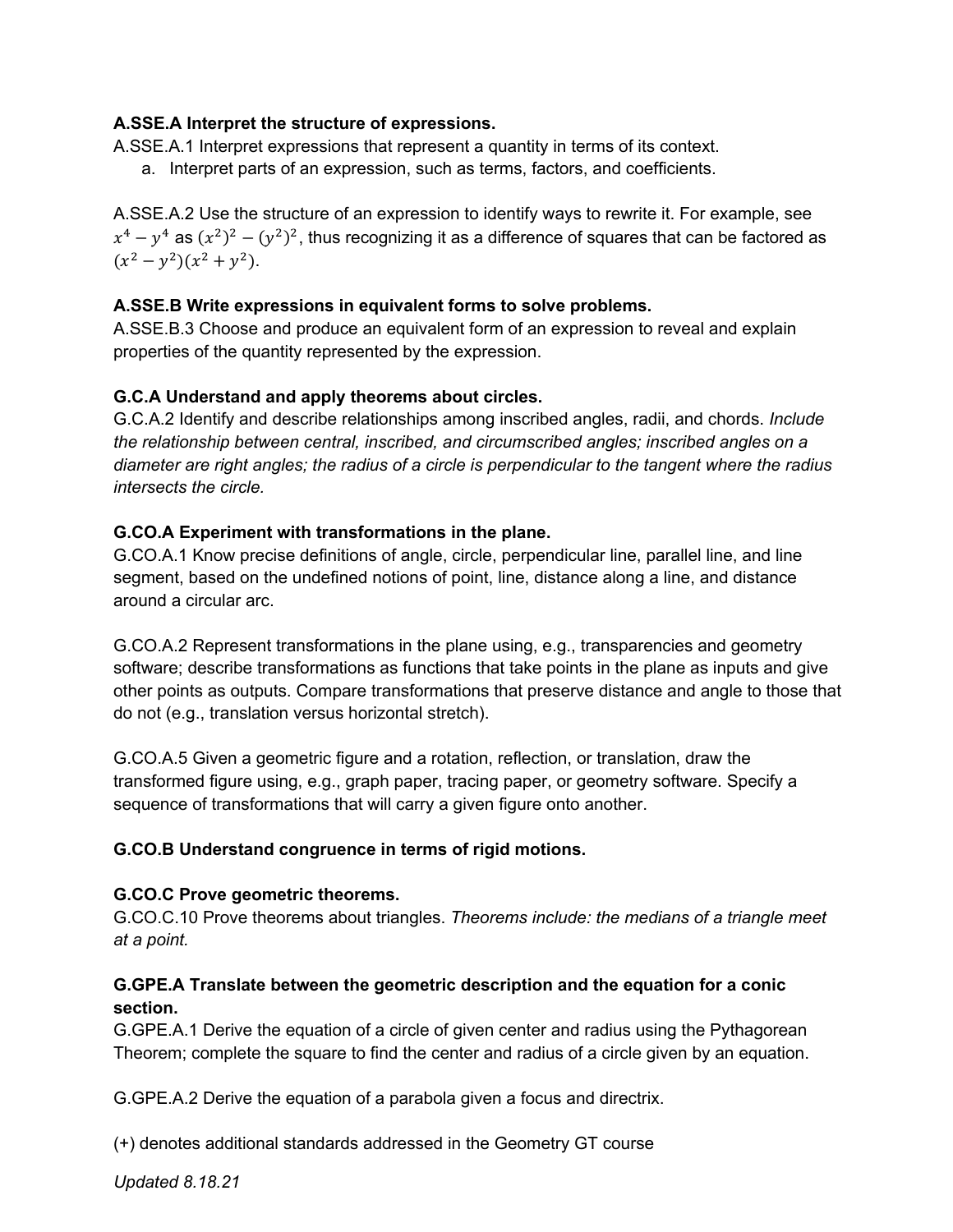**A.SSE.A Interpret the structure of expressions.**

A.SSE.A.1 Interpret expressions that represent a quantity in terms of its context.

a. Interpret parts of an expression, such as terms, factors, and coefficients.

A.SSE.A.2 Use the structure of an expression to identify ways to rewrite it. For example, see $x^4 - y^4$ as $(x^2)^2 - (y^2)^2$, thus recognizing it as a difference of squares that can be factored as $(x^2 - y^2)(x^2 + y^2)$.

**A.SSE.B Write expressions in equivalent forms to solve problems.**

A.SSE.B.3 Choose and produce an equivalent form of an expression to reveal and explain properties of the quantity represented by the expression.

**G.C.A Understand and apply theorems about circles.**

G.C.A.2 Identify and describe relationships among inscribed angles, radii, and chords. *Include the relationship between central, inscribed, and circumscribed angles; inscribed angles on a diameter are right angles; the radius of a circle is perpendicular to the tangent where the radius intersects the circle.*

**G.CO.A Experiment with transformations in the plane.**

G.CO.A.1 Know precise definitions of angle, circle, perpendicular line, parallel line, and line segment, based on the undefined notions of point, line, distance along a line, and distance around a circular arc.

G.CO.A.2 Represent transformations in the plane using, e.g., transparencies and geometry software; describe transformations as functions that take points in the plane as inputs and give other points as outputs. Compare transformations that preserve distance and angle to those that do not (e.g., translation versus horizontal stretch).

G.CO.A.5 Given a geometric figure and a rotation, reflection, or translation, draw the transformed figure using, e.g., graph paper, tracing paper, or geometry software. Specify a sequence of transformations that will carry a given figure onto another.

**G.CO.B Understand congruence in terms of rigid motions.**

**G.CO.C Prove geometric theorems.**

G.CO.C.10 Prove theorems about triangles. *Theorems include: the medians of a triangle meet at a point.*

**G.GPE.A Translate between the geometric description and the equation for a conic section.**

G.GPE.A.1 Derive the equation of a circle of given center and radius using the Pythagorean Theorem; complete the square to find the center and radius of a circle given by an equation.

G.GPE.A.2 Derive the equation of a parabola given a focus and directrix.

(+) denotes additional standards addressed in the Geometry GT course

*Updated 8.18.21*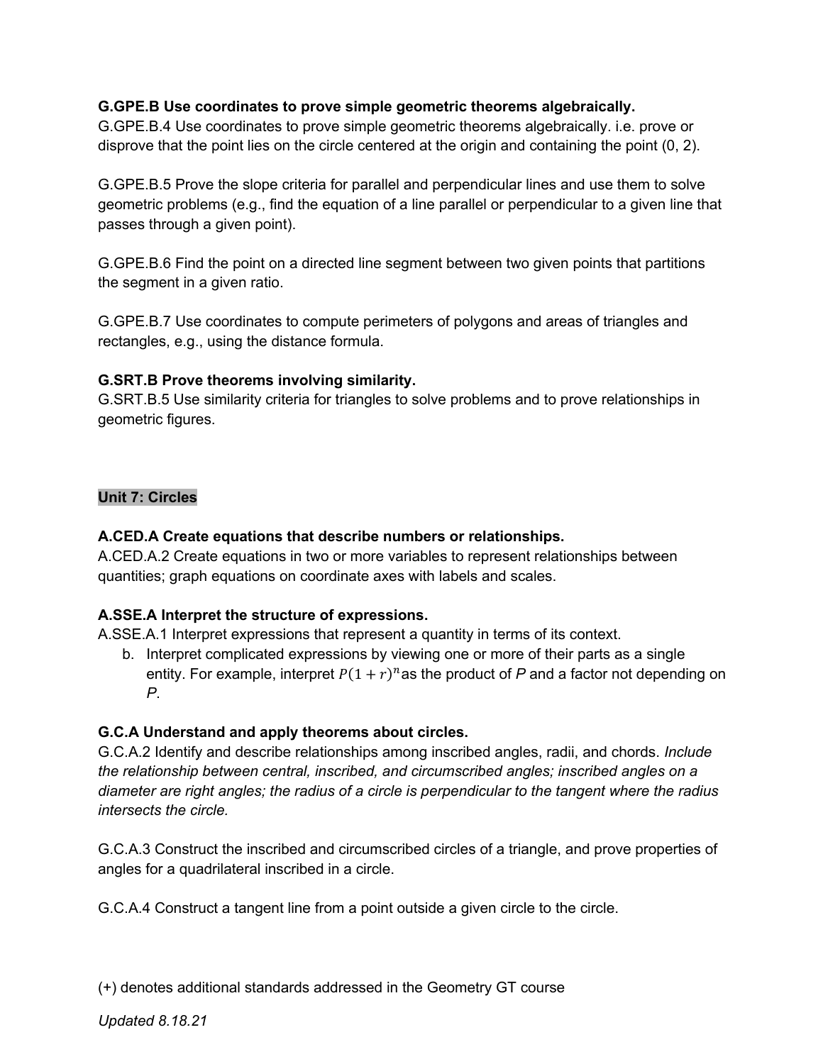**G.GPE.B Use coordinates to prove simple geometric theorems algebraically.**
G.GPE.B.4 Use coordinates to prove simple geometric theorems algebraically. i.e. prove or disprove that the point lies on the circle centered at the origin and containing the point (0, 2).

G.GPE.B.5 Prove the slope criteria for parallel and perpendicular lines and use them to solve geometric problems (e.g., find the equation of a line parallel or perpendicular to a given line that passes through a given point).

G.GPE.B.6 Find the point on a directed line segment between two given points that partitions the segment in a given ratio.

G.GPE.B.7 Use coordinates to compute perimeters of polygons and areas of triangles and rectangles, e.g., using the distance formula.

**G.SRT.B Prove theorems involving similarity.**
G.SRT.B.5 Use similarity criteria for triangles to solve problems and to prove relationships in geometric figures.

## Unit 7: Circles

**A.CED.A Create equations that describe numbers or relationships.**
A.CED.A.2 Create equations in two or more variables to represent relationships between quantities; graph equations on coordinate axes with labels and scales.

**A.SSE.A Interpret the structure of expressions.**
A.SSE.A.1 Interpret expressions that represent a quantity in terms of its context.

b. Interpret complicated expressions by viewing one or more of their parts as a single entity. For example, interpret $P(1 + r)^n$ as the product of *P* and a factor not depending on *P*.

**G.C.A Understand and apply theorems about circles.**
G.C.A.2 Identify and describe relationships among inscribed angles, radii, and chords. *Include the relationship between central, inscribed, and circumscribed angles; inscribed angles on a diameter are right angles; the radius of a circle is perpendicular to the tangent where the radius intersects the circle.*

G.C.A.3 Construct the inscribed and circumscribed circles of a triangle, and prove properties of angles for a quadrilateral inscribed in a circle.

G.C.A.4 Construct a tangent line from a point outside a given circle to the circle.

(+) denotes additional standards addressed in the Geometry GT course

*Updated 8.18.21*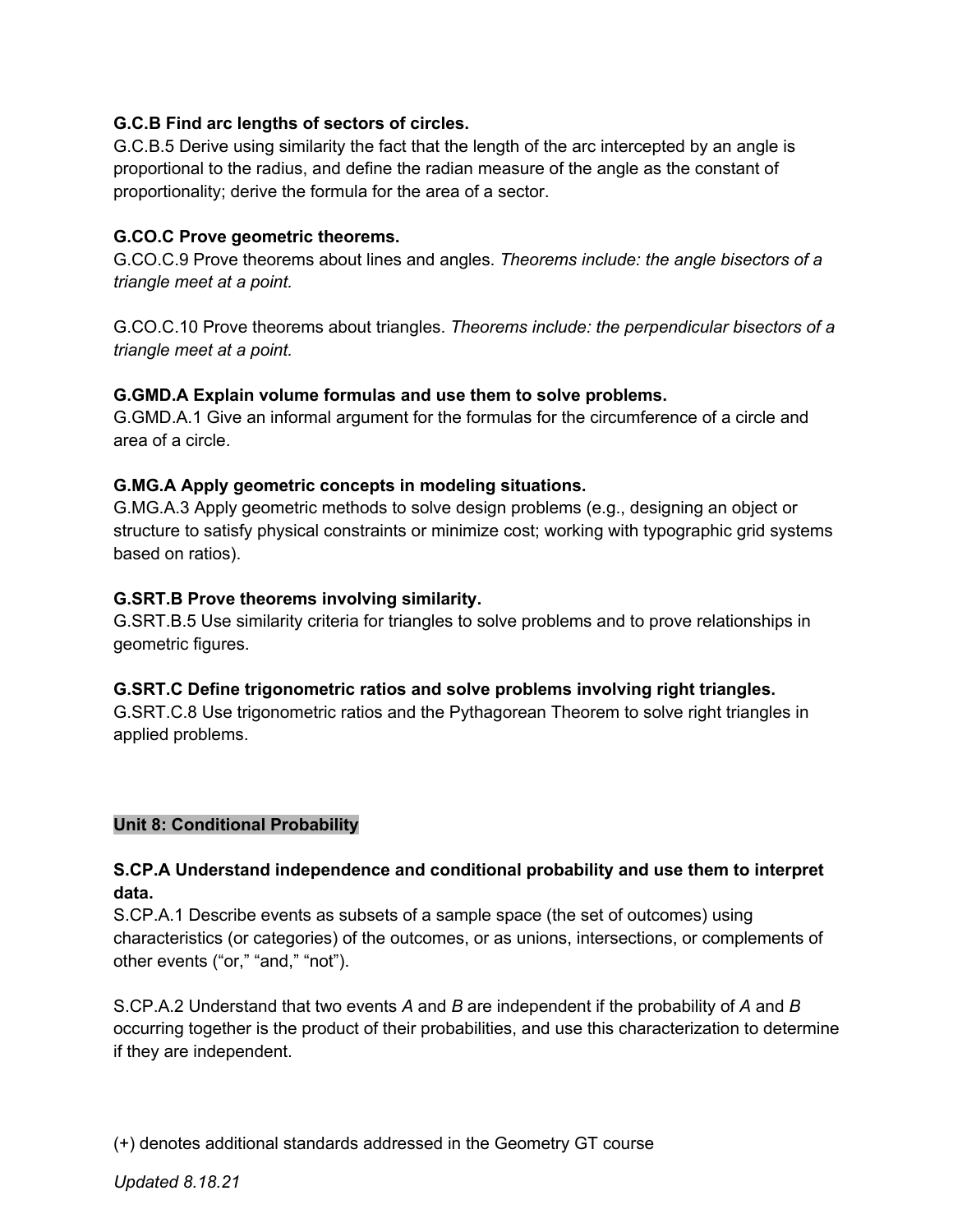**G.C.B Find arc lengths of sectors of circles.**
G.C.B.5 Derive using similarity the fact that the length of the arc intercepted by an angle is proportional to the radius, and define the radian measure of the angle as the constant of proportionality; derive the formula for the area of a sector.

**G.CO.C Prove geometric theorems.**
G.CO.C.9 Prove theorems about lines and angles. *Theorems include: the angle bisectors of a triangle meet at a point.*

G.CO.C.10 Prove theorems about triangles. *Theorems include: the perpendicular bisectors of a triangle meet at a point.*

**G.GMD.A Explain volume formulas and use them to solve problems.**
G.GMD.A.1 Give an informal argument for the formulas for the circumference of a circle and area of a circle.

**G.MG.A Apply geometric concepts in modeling situations.**
G.MG.A.3 Apply geometric methods to solve design problems (e.g., designing an object or structure to satisfy physical constraints or minimize cost; working with typographic grid systems based on ratios).

**G.SRT.B Prove theorems involving similarity.**
G.SRT.B.5 Use similarity criteria for triangles to solve problems and to prove relationships in geometric figures.

**G.SRT.C Define trigonometric ratios and solve problems involving right triangles.**
G.SRT.C.8 Use trigonometric ratios and the Pythagorean Theorem to solve right triangles in applied problems.

## Unit 8: Conditional Probability

**S.CP.A Understand independence and conditional probability and use them to interpret data.**
S.CP.A.1 Describe events as subsets of a sample space (the set of outcomes) using characteristics (or categories) of the outcomes, or as unions, intersections, or complements of other events ("or," "and," "not").

S.CP.A.2 Understand that two events *A* and *B* are independent if the probability of *A* and *B* occurring together is the product of their probabilities, and use this characterization to determine if they are independent.

(+) denotes additional standards addressed in the Geometry GT course

*Updated 8.18.21*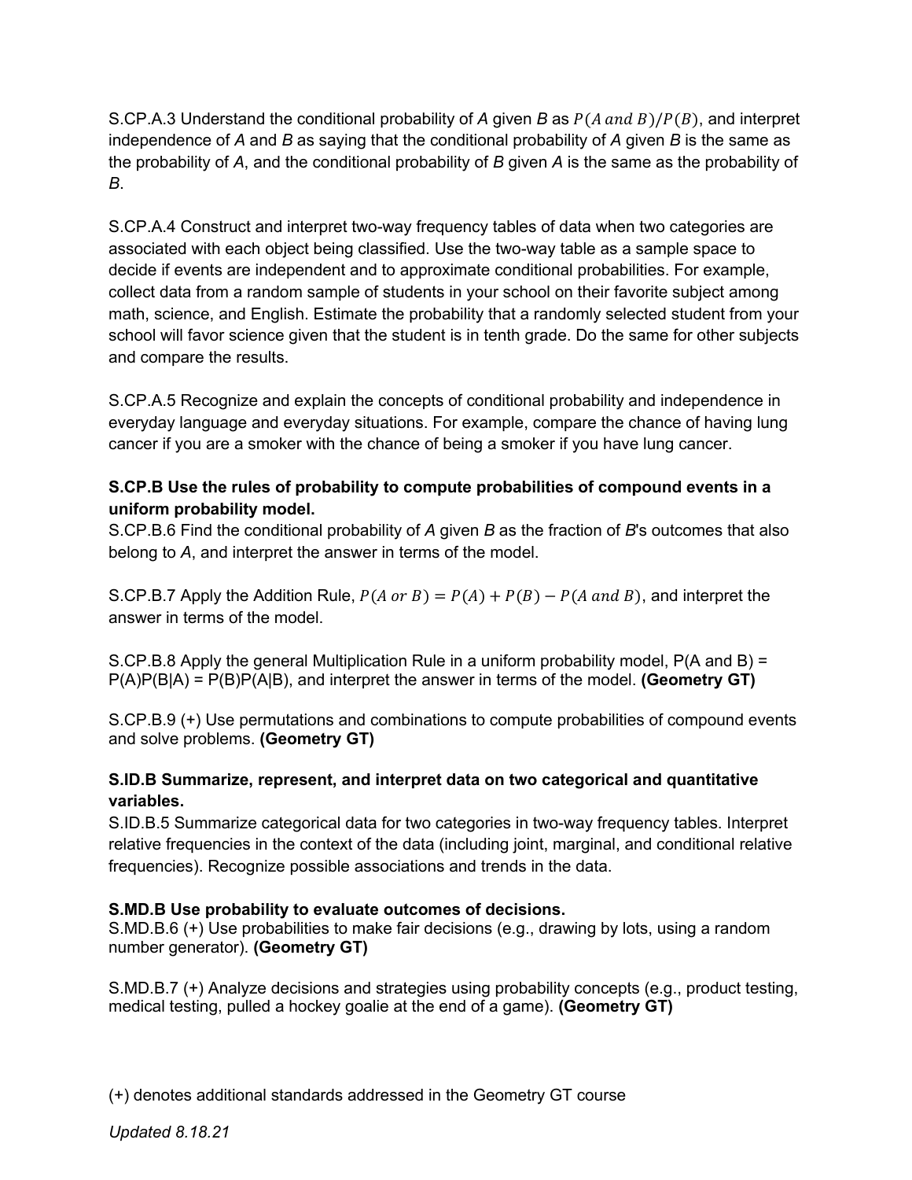S.CP.A.3 Understand the conditional probability of *A* given *B* as $P(A \text{ and } B)/P(B)$, and interpret independence of *A* and *B* as saying that the conditional probability of *A* given *B* is the same as the probability of *A*, and the conditional probability of *B* given *A* is the same as the probability of *B*.

S.CP.A.4 Construct and interpret two-way frequency tables of data when two categories are associated with each object being classified. Use the two-way table as a sample space to decide if events are independent and to approximate conditional probabilities. For example, collect data from a random sample of students in your school on their favorite subject among math, science, and English. Estimate the probability that a randomly selected student from your school will favor science given that the student is in tenth grade. Do the same for other subjects and compare the results.

S.CP.A.5 Recognize and explain the concepts of conditional probability and independence in everyday language and everyday situations. For example, compare the chance of having lung cancer if you are a smoker with the chance of being a smoker if you have lung cancer.

**S.CP.B Use the rules of probability to compute probabilities of compound events in a uniform probability model.**

S.CP.B.6 Find the conditional probability of *A* given *B* as the fraction of *B*'s outcomes that also belong to *A*, and interpret the answer in terms of the model.

S.CP.B.7 Apply the Addition Rule, $P(A \text{ or } B) = P(A) + P(B) - P(A \text{ and } B)$, and interpret the answer in terms of the model.

S.CP.B.8 Apply the general Multiplication Rule in a uniform probability model, $P(A \text{ and } B) = P(A)P(B|A) = P(B)P(A|B)$, and interpret the answer in terms of the model. **(Geometry GT)**

S.CP.B.9 (+) Use permutations and combinations to compute probabilities of compound events and solve problems. **(Geometry GT)**

**S.ID.B Summarize, represent, and interpret data on two categorical and quantitative variables.**

S.ID.B.5 Summarize categorical data for two categories in two-way frequency tables. Interpret relative frequencies in the context of the data (including joint, marginal, and conditional relative frequencies). Recognize possible associations and trends in the data.

**S.MD.B Use probability to evaluate outcomes of decisions.**

S.MD.B.6 (+) Use probabilities to make fair decisions (e.g., drawing by lots, using a random number generator). **(Geometry GT)**

S.MD.B.7 (+) Analyze decisions and strategies using probability concepts (e.g., product testing, medical testing, pulled a hockey goalie at the end of a game). **(Geometry GT)**

(+) denotes additional standards addressed in the Geometry GT course

*Updated 8.18.21*